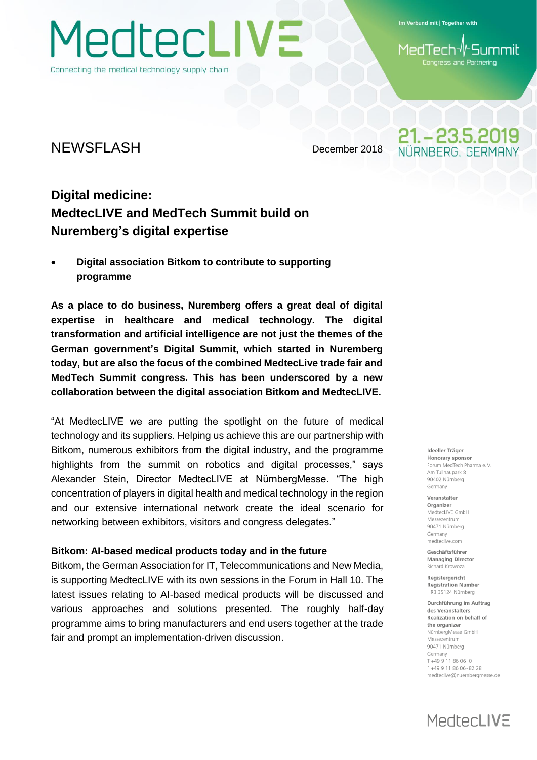MedtecLIVE

Connecting the medical technology supply chain

Im Verbund mit | Together with

MedTech Summit
Congress and Partnering

NEWSFLASH

December 2018

21.–23.5.2019
NÜRNBERG, GERMANY

# Digital medicine: MedtecLIVE and MedTech Summit build on Nuremberg's digital expertise

- **Digital association Bitkom to contribute to supporting programme**

**As a place to do business, Nuremberg offers a great deal of digital expertise in healthcare and medical technology. The digital transformation and artificial intelligence are not just the themes of the German government's Digital Summit, which started in Nuremberg today, but are also the focus of the combined MedtecLive trade fair and MedTech Summit congress. This has been underscored by a new collaboration between the digital association Bitkom and MedtecLIVE.**

"At MedtecLIVE we are putting the spotlight on the future of medical technology and its suppliers. Helping us achieve this are our partnership with Bitkom, numerous exhibitors from the digital industry, and the programme highlights from the summit on robotics and digital processes," says Alexander Stein, Director MedtecLIVE at NürnbergMesse. "The high concentration of players in digital health and medical technology in the region and our extensive international network create the ideal scenario for networking between exhibitors, visitors and congress delegates."

### Bitkom: AI-based medical products today and in the future

Bitkom, the German Association for IT, Telecommunications and New Media, is supporting MedtecLIVE with its own sessions in the Forum in Hall 10. The latest issues relating to AI-based medical products will be discussed and various approaches and solutions presented. The roughly half-day programme aims to bring manufacturers and end users together at the trade fair and prompt an implementation-driven discussion.

**Ideeller Träger**
**Honorary sponsor**
Forum MedTech Pharma e.V.
Am Tullnaupark 8
90402 Nürnberg
Germany

**Veranstalter**
**Organizer**
MedtecLIVE GmbH
Messezentrum
90471 Nürnberg
Germany
medteclive.com

**Geschäftsführer**
**Managing Director**
Richard Krowoza

**Registergericht**
**Registration Number**
HRB 35124 Nürnberg

**Durchführung im Auftrag des Veranstalters**
**Realization on behalf of the organizer**
NürnbergMesse GmbH
Messezentrum
90471 Nürnberg
Germany
T +49 9 11 86 06-0
F +49 9 11 86 06-82 28
medteclive@nuernbergmesse.de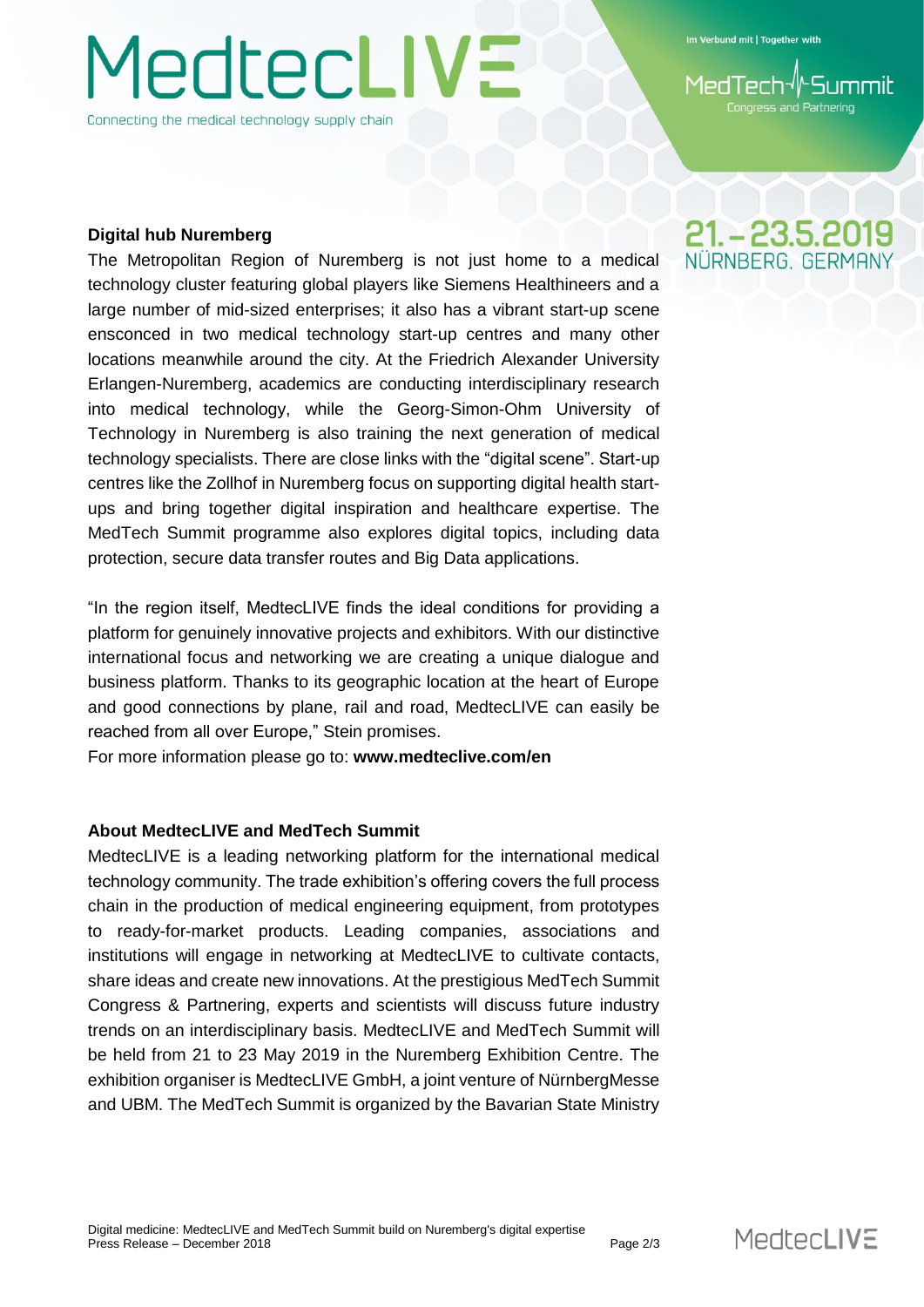## Digital hub Nuremberg

The Metropolitan Region of Nuremberg is not just home to a medical technology cluster featuring global players like Siemens Healthineers and a large number of mid-sized enterprises; it also has a vibrant start-up scene ensconced in two medical technology start-up centres and many other locations meanwhile around the city. At the Friedrich Alexander University Erlangen-Nuremberg, academics are conducting interdisciplinary research into medical technology, while the Georg-Simon-Ohm University of Technology in Nuremberg is also training the next generation of medical technology specialists. There are close links with the "digital scene". Start-up centres like the Zollhof in Nuremberg focus on supporting digital health start-ups and bring together digital inspiration and healthcare expertise. The MedTech Summit programme also explores digital topics, including data protection, secure data transfer routes and Big Data applications.

"In the region itself, MedtecLIVE finds the ideal conditions for providing a platform for genuinely innovative projects and exhibitors. With our distinctive international focus and networking we are creating a unique dialogue and business platform. Thanks to its geographic location at the heart of Europe and good connections by plane, rail and road, MedtecLIVE can easily be reached from all over Europe," Stein promises.

For more information please go to: **www.medteclive.com/en**

## About MedtecLIVE and MedTech Summit

MedtecLIVE is a leading networking platform for the international medical technology community. The trade exhibition's offering covers the full process chain in the production of medical engineering equipment, from prototypes to ready-for-market products. Leading companies, associations and institutions will engage in networking at MedtecLIVE to cultivate contacts, share ideas and create new innovations. At the prestigious MedTech Summit Congress & Partnering, experts and scientists will discuss future industry trends on an interdisciplinary basis. MedtecLIVE and MedTech Summit will be held from 21 to 23 May 2019 in the Nuremberg Exhibition Centre. The exhibition organiser is MedtecLIVE GmbH, a joint venture of NürnbergMesse and UBM. The MedTech Summit is organized by the Bavarian State Ministry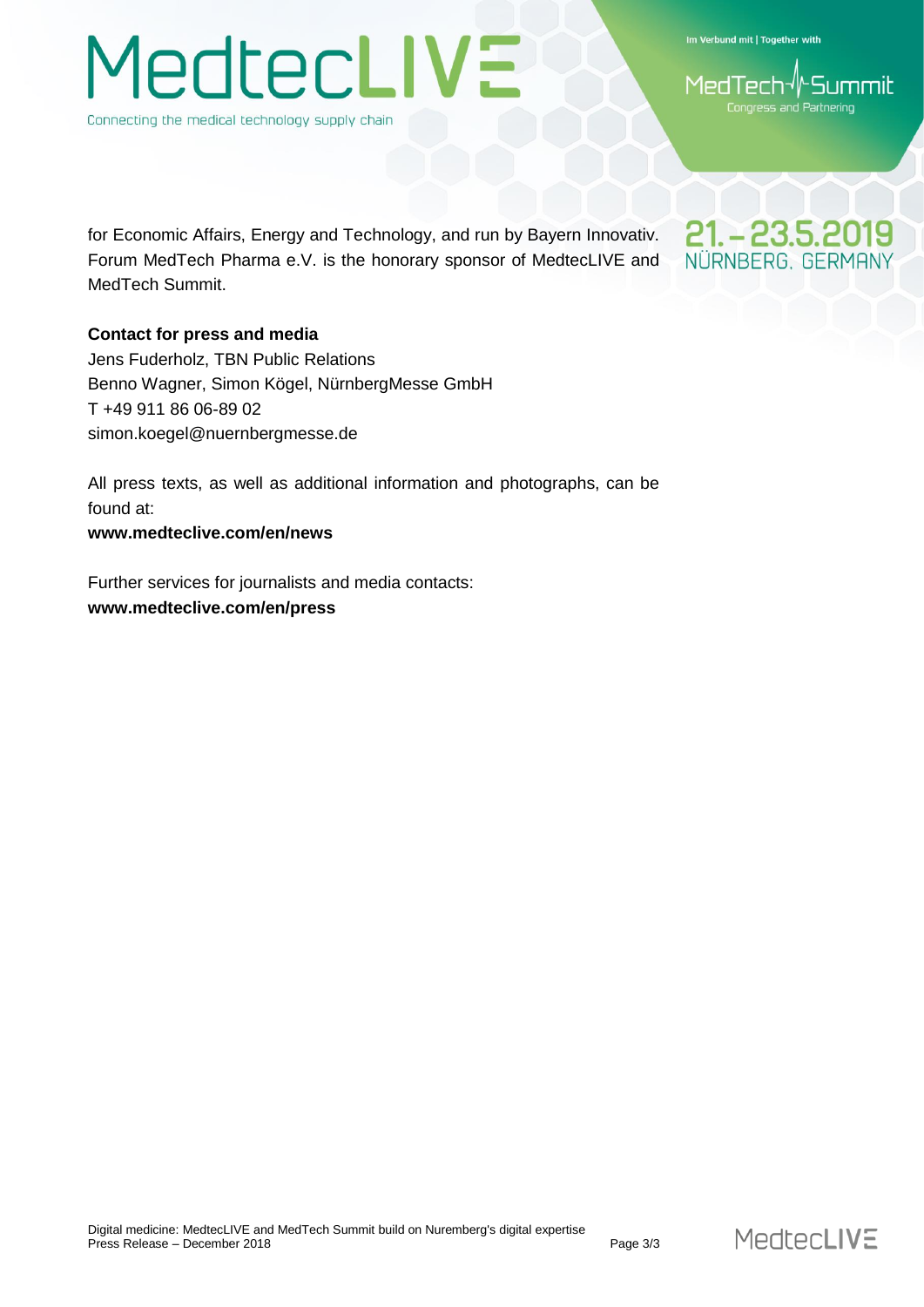for Economic Affairs, Energy and Technology, and run by Bayern Innovativ. Forum MedTech Pharma e.V. is the honorary sponsor of MedtecLIVE and MedTech Summit.

**Contact for press and media**
Jens Fuderholz, TBN Public Relations
Benno Wagner, Simon Kögel, NürnbergMesse GmbH
T +49 911 86 06-89 02
simon.koegel@nuernbergmesse.de

All press texts, as well as additional information and photographs, can be found at:
**www.medteclive.com/en/news**

Further services for journalists and media contacts:
**www.medteclive.com/en/press**